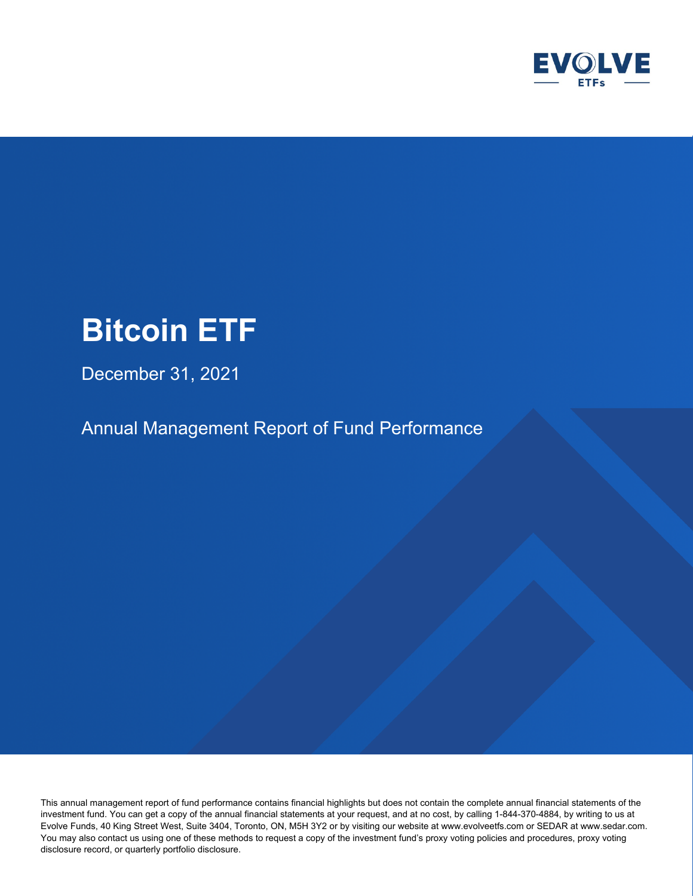EVOLVE ETFs

# Bitcoin ETF

December 31, 2021

## Annual Management Report of Fund Performance

This annual management report of fund performance contains financial highlights but does not contain the complete annual financial statements of the investment fund. You can get a copy of the annual financial statements at your request, and at no cost, by calling 1-844-370-4884, by writing to us at Evolve Funds, 40 King Street West, Suite 3404, Toronto, ON, M5H 3Y2 or by visiting our website at www.evolveetfs.com or SEDAR at www.sedar.com. You may also contact us using one of these methods to request a copy of the investment fund's proxy voting policies and procedures, proxy voting disclosure record, or quarterly portfolio disclosure.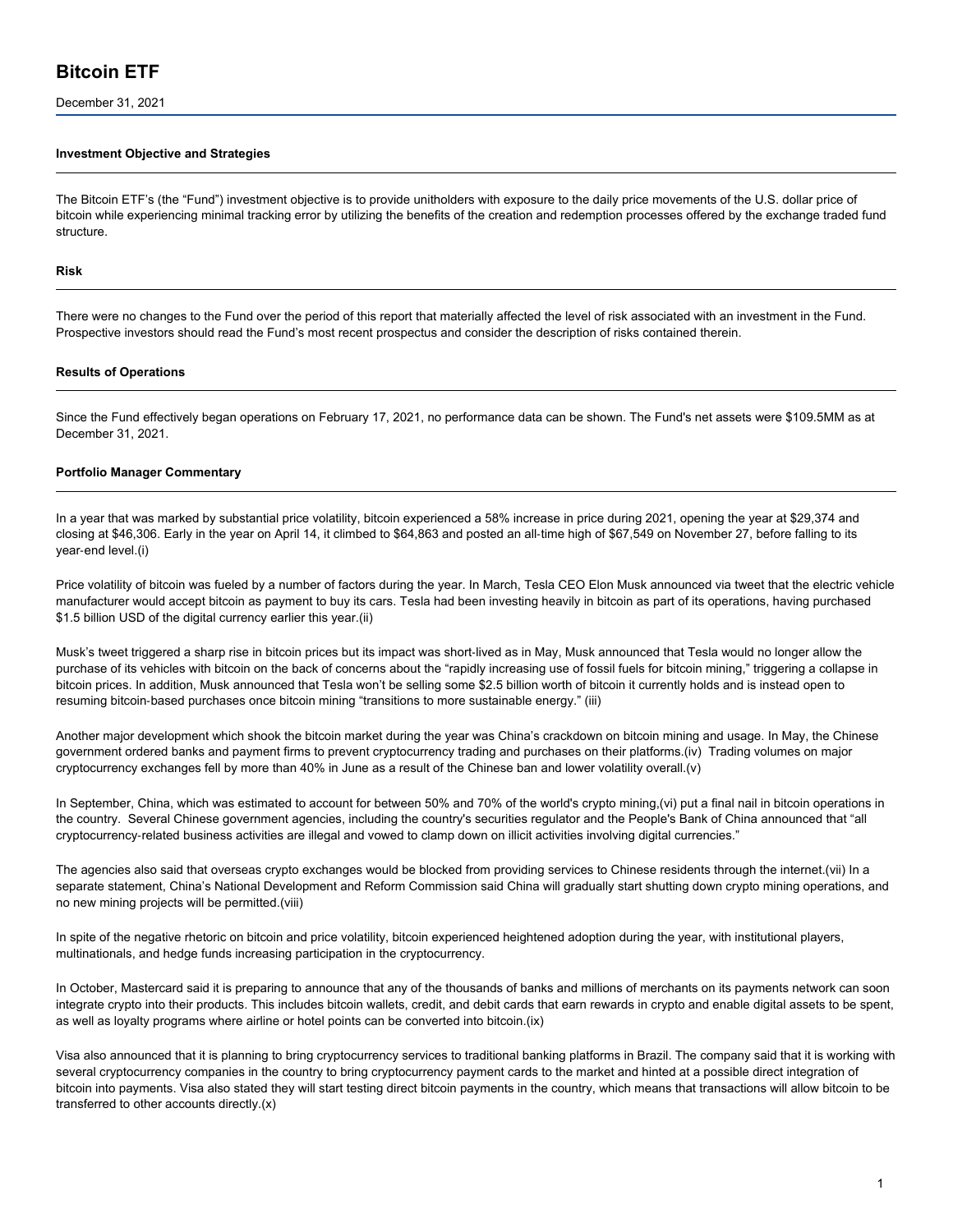# Bitcoin ETF

December 31, 2021

### Investment Objective and Strategies

The Bitcoin ETF's (the "Fund") investment objective is to provide unitholders with exposure to the daily price movements of the U.S. dollar price of bitcoin while experiencing minimal tracking error by utilizing the benefits of the creation and redemption processes offered by the exchange traded fund structure.

### Risk

There were no changes to the Fund over the period of this report that materially affected the level of risk associated with an investment in the Fund. Prospective investors should read the Fund's most recent prospectus and consider the description of risks contained therein.

### Results of Operations

Since the Fund effectively began operations on February 17, 2021, no performance data can be shown. The Fund's net assets were $109.5MM as at December 31, 2021.

### Portfolio Manager Commentary

In a year that was marked by substantial price volatility, bitcoin experienced a 58% increase in price during 2021, opening the year at $29,374 and closing at $46,306. Early in the year on April 14, it climbed to $64,863 and posted an all-time high of $67,549 on November 27, before falling to its year-end level.(i)

Price volatility of bitcoin was fueled by a number of factors during the year. In March, Tesla CEO Elon Musk announced via tweet that the electric vehicle manufacturer would accept bitcoin as payment to buy its cars. Tesla had been investing heavily in bitcoin as part of its operations, having purchased $1.5 billion USD of the digital currency earlier this year.(ii)

Musk's tweet triggered a sharp rise in bitcoin prices but its impact was short-lived as in May, Musk announced that Tesla would no longer allow the purchase of its vehicles with bitcoin on the back of concerns about the "rapidly increasing use of fossil fuels for bitcoin mining," triggering a collapse in bitcoin prices. In addition, Musk announced that Tesla won't be selling some $2.5 billion worth of bitcoin it currently holds and is instead open to resuming bitcoin-based purchases once bitcoin mining "transitions to more sustainable energy." (iii)

Another major development which shook the bitcoin market during the year was China's crackdown on bitcoin mining and usage. In May, the Chinese government ordered banks and payment firms to prevent cryptocurrency trading and purchases on their platforms.(iv) Trading volumes on major cryptocurrency exchanges fell by more than 40% in June as a result of the Chinese ban and lower volatility overall.(v)

In September, China, which was estimated to account for between 50% and 70% of the world's crypto mining,(vi) put a final nail in bitcoin operations in the country. Several Chinese government agencies, including the country's securities regulator and the People's Bank of China announced that "all cryptocurrency-related business activities are illegal and vowed to clamp down on illicit activities involving digital currencies."

The agencies also said that overseas crypto exchanges would be blocked from providing services to Chinese residents through the internet.(vii) In a separate statement, China's National Development and Reform Commission said China will gradually start shutting down crypto mining operations, and no new mining projects will be permitted.(viii)

In spite of the negative rhetoric on bitcoin and price volatility, bitcoin experienced heightened adoption during the year, with institutional players, multinationals, and hedge funds increasing participation in the cryptocurrency.

In October, Mastercard said it is preparing to announce that any of the thousands of banks and millions of merchants on its payments network can soon integrate crypto into their products. This includes bitcoin wallets, credit, and debit cards that earn rewards in crypto and enable digital assets to be spent, as well as loyalty programs where airline or hotel points can be converted into bitcoin.(ix)

Visa also announced that it is planning to bring cryptocurrency services to traditional banking platforms in Brazil. The company said that it is working with several cryptocurrency companies in the country to bring cryptocurrency payment cards to the market and hinted at a possible direct integration of bitcoin into payments. Visa also stated they will start testing direct bitcoin payments in the country, which means that transactions will allow bitcoin to be transferred to other accounts directly.(x)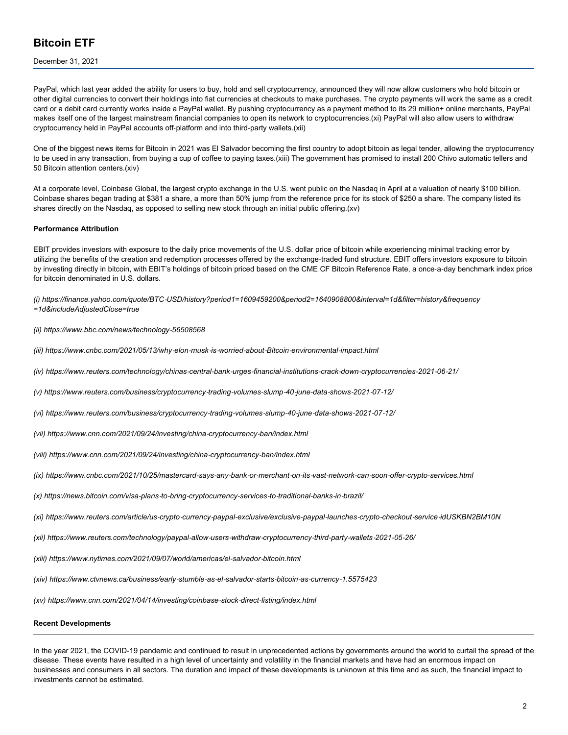PayPal, which last year added the ability for users to buy, hold and sell cryptocurrency, announced they will now allow customers who hold bitcoin or other digital currencies to convert their holdings into fiat currencies at checkouts to make purchases. The crypto payments will work the same as a credit card or a debit card currently works inside a PayPal wallet. By pushing cryptocurrency as a payment method to its 29 million+ online merchants, PayPal makes itself one of the largest mainstream financial companies to open its network to cryptocurrencies.(xi) PayPal will also allow users to withdraw cryptocurrency held in PayPal accounts off-platform and into third-party wallets.(xii)

One of the biggest news items for Bitcoin in 2021 was El Salvador becoming the first country to adopt bitcoin as legal tender, allowing the cryptocurrency to be used in any transaction, from buying a cup of coffee to paying taxes.(xiii) The government has promised to install 200 Chivo automatic tellers and 50 Bitcoin attention centers.(xiv)

At a corporate level, Coinbase Global, the largest crypto exchange in the U.S. went public on the Nasdaq in April at a valuation of nearly $100 billion. Coinbase shares began trading at $381 a share, a more than 50% jump from the reference price for its stock of $250 a share. The company listed its shares directly on the Nasdaq, as opposed to selling new stock through an initial public offering.(xv)

**Performance Attribution**

EBIT provides investors with exposure to the daily price movements of the U.S. dollar price of bitcoin while experiencing minimal tracking error by utilizing the benefits of the creation and redemption processes offered by the exchange-traded fund structure. EBIT offers investors exposure to bitcoin by investing directly in bitcoin, with EBIT's holdings of bitcoin priced based on the CME CF Bitcoin Reference Rate, a once-a-day benchmark index price for bitcoin denominated in U.S. dollars.

*(i) https://finance.yahoo.com/quote/BTC-USD/history?period1=1609459200&period2=1640908800&interval=1d&filter=history&frequency=1d&includeAdjustedClose=true*

*(ii) https://www.bbc.com/news/technology-56508568*

*(iii) https://www.cnbc.com/2021/05/13/why-elon-musk-is-worried-about-Bitcoin-environmental-impact.html*

*(iv) https://www.reuters.com/technology/chinas-central-bank-urges-financial-institutions-crack-down-cryptocurrencies-2021-06-21/*

*(v) https://www.reuters.com/business/cryptocurrency-trading-volumes-slump-40-june-data-shows-2021-07-12/*

*(vi) https://www.reuters.com/business/cryptocurrency-trading-volumes-slump-40-june-data-shows-2021-07-12/*

*(vii) https://www.cnn.com/2021/09/24/investing/china-cryptocurrency-ban/index.html*

*(viii) https://www.cnn.com/2021/09/24/investing/china-cryptocurrency-ban/index.html*

*(ix) https://www.cnbc.com/2021/10/25/mastercard-says-any-bank-or-merchant-on-its-vast-network-can-soon-offer-crypto-services.html*

*(x) https://news.bitcoin.com/visa-plans-to-bring-cryptocurrency-services-to-traditional-banks-in-brazil/*

*(xi) https://www.reuters.com/article/us-crypto-currency-paypal-exclusive/exclusive-paypal-launches-crypto-checkout-service-idUSKBN2BM10N*

*(xii) https://www.reuters.com/technology/paypal-allow-users-withdraw-cryptocurrency-third-party-wallets-2021-05-26/*

*(xiii) https://www.nytimes.com/2021/09/07/world/americas/el-salvador-bitcoin.html*

*(xiv) https://www.ctvnews.ca/business/early-stumble-as-el-salvador-starts-bitcoin-as-currency-1.5575423*

*(xv) https://www.cnn.com/2021/04/14/investing/coinbase-stock-direct-listing/index.html*

**Recent Developments**

In the year 2021, the COVID-19 pandemic and continued to result in unprecedented actions by governments around the world to curtail the spread of the disease. These events have resulted in a high level of uncertainty and volatility in the financial markets and have had an enormous impact on businesses and consumers in all sectors. The duration and impact of these developments is unknown at this time and as such, the financial impact to investments cannot be estimated.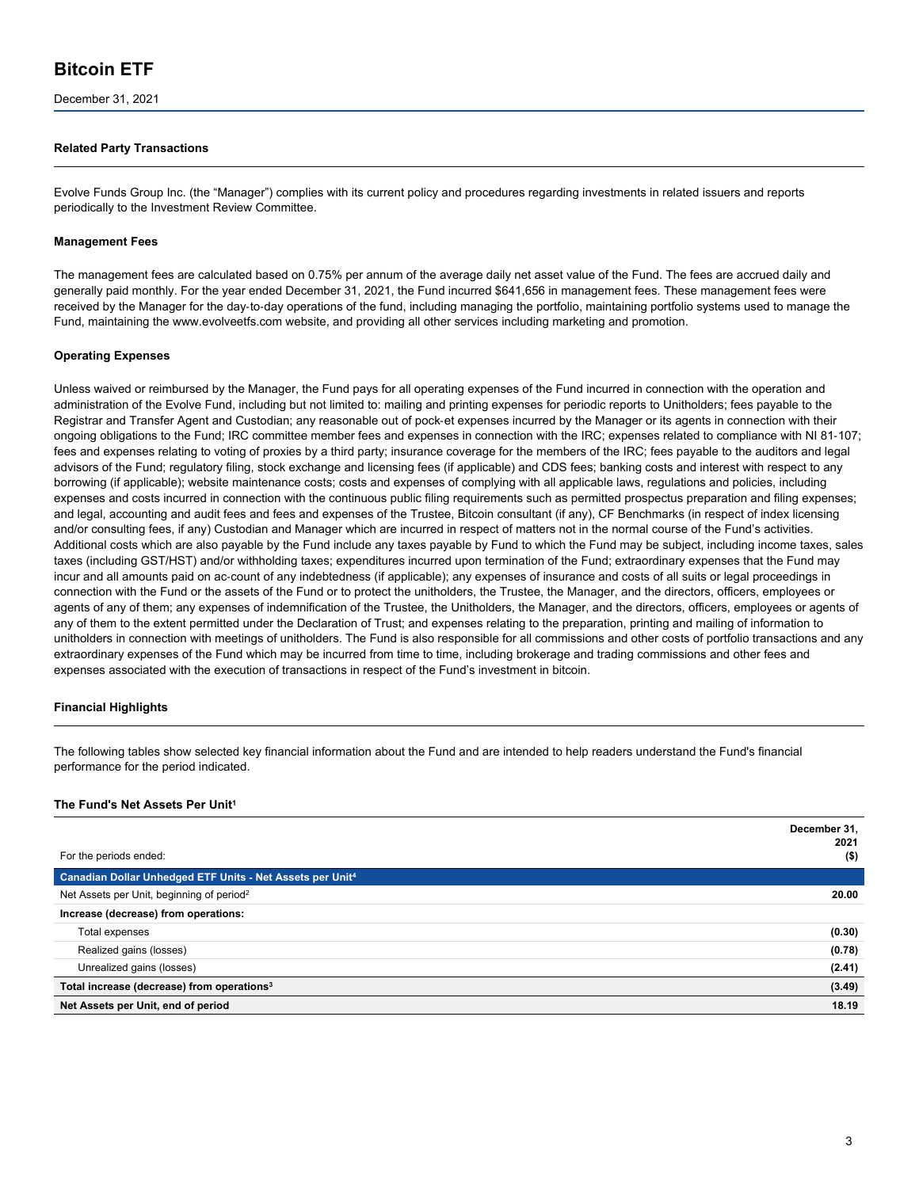# Bitcoin ETF

December 31, 2021

### Related Party Transactions

Evolve Funds Group Inc. (the "Manager") complies with its current policy and procedures regarding investments in related issuers and reports periodically to the Investment Review Committee.

### Management Fees

The management fees are calculated based on 0.75% per annum of the average daily net asset value of the Fund. The fees are accrued daily and generally paid monthly. For the year ended December 31, 2021, the Fund incurred $641,656 in management fees. These management fees were received by the Manager for the day-to-day operations of the fund, including managing the portfolio, maintaining portfolio systems used to manage the Fund, maintaining the www.evolveetfs.com website, and providing all other services including marketing and promotion.

### Operating Expenses

Unless waived or reimbursed by the Manager, the Fund pays for all operating expenses of the Fund incurred in connection with the operation and administration of the Evolve Fund, including but not limited to: mailing and printing expenses for periodic reports to Unitholders; fees payable to the Registrar and Transfer Agent and Custodian; any reasonable out of pock-et expenses incurred by the Manager or its agents in connection with their ongoing obligations to the Fund; IRC committee member fees and expenses in connection with the IRC; expenses related to compliance with NI 81-107; fees and expenses relating to voting of proxies by a third party; insurance coverage for the members of the IRC; fees payable to the auditors and legal advisors of the Fund; regulatory filing, stock exchange and licensing fees (if applicable) and CDS fees; banking costs and interest with respect to any borrowing (if applicable); website maintenance costs; costs and expenses of complying with all applicable laws, regulations and policies, including expenses and costs incurred in connection with the continuous public filing requirements such as permitted prospectus preparation and filing expenses; and legal, accounting and audit fees and fees and expenses of the Trustee, Bitcoin consultant (if any), CF Benchmarks (in respect of index licensing and/or consulting fees, if any) Custodian and Manager which are incurred in respect of matters not in the normal course of the Fund's activities. Additional costs which are also payable by the Fund include any taxes payable by Fund to which the Fund may be subject, including income taxes, sales taxes (including GST/HST) and/or withholding taxes; expenditures incurred upon termination of the Fund; extraordinary expenses that the Fund may incur and all amounts paid on ac-count of any indebtedness (if applicable); any expenses of insurance and costs of all suits or legal proceedings in connection with the Fund or the assets of the Fund or to protect the unitholders, the Trustee, the Manager, and the directors, officers, employees or agents of any of them; any expenses of indemnification of the Trustee, the Unitholders, the Manager, and the directors, officers, employees or agents of any of them to the extent permitted under the Declaration of Trust; and expenses relating to the preparation, printing and mailing of information to unitholders in connection with meetings of unitholders. The Fund is also responsible for all commissions and other costs of portfolio transactions and any extraordinary expenses of the Fund which may be incurred from time to time, including brokerage and trading commissions and other fees and expenses associated with the execution of transactions in respect of the Fund's investment in bitcoin.

### Financial Highlights

The following tables show selected key financial information about the Fund and are intended to help readers understand the Fund's financial performance for the period indicated.

#### The Fund's Net Assets Per Unit[1]

| For the periods ended: | December 31, 2021 ($) |
|---|---|
| **Canadian Dollar Unhedged ETF Units - Net Assets per Unit[4]** | |
| Net Assets per Unit, beginning of period[2] | **20.00** |
| **Increase (decrease) from operations:** | |
| Total expenses | **(0.30)** |
| Realized gains (losses) | **(0.78)** |
| Unrealized gains (losses) | **(2.41)** |
| **Total increase (decrease) from operations[3]** | **(3.49)** |
| **Net Assets per Unit, end of period** | **18.19** |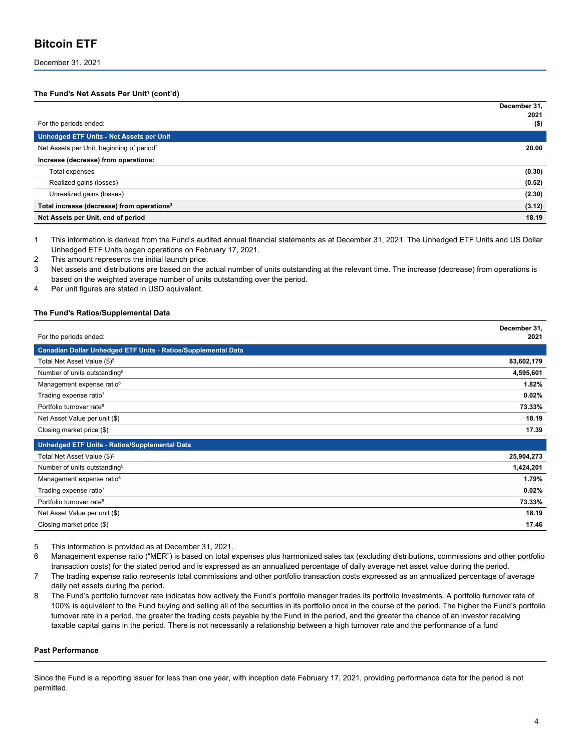# Bitcoin ETF

December 31, 2021

#### The Fund's Net Assets Per Unit[1] (cont'd)

| For the periods ended: | December 31, 2021 ($) |
|---|---|
| **Unhedged ETF Units - Net Assets per Unit** | |
| Net Assets per Unit, beginning of period[2] | **20.00** |
| **Increase (decrease) from operations:** | |
| Total expenses | **(0.30)** |
| Realized gains (losses) | **(0.52)** |
| Unrealized gains (losses) | **(2.30)** |
| **Total increase (decrease) from operations[3]** | **(3.12)** |
| **Net Assets per Unit, end of period** | **18.19** |

1 This information is derived from the Fund's audited annual financial statements as at December 31, 2021. The Unhedged ETF Units and US Dollar Unhedged ETF Units began operations on February 17, 2021.
2 This amount represents the initial launch price.
3 Net assets and distributions are based on the actual number of units outstanding at the relevant time. The increase (decrease) from operations is based on the weighted average number of units outstanding over the period.
4 Per unit figures are stated in USD equivalent.

#### The Fund's Ratios/Supplemental Data

| For the periods ended: | December 31, 2021 |
|---|---|
| **Canadian Dollar Unhedged ETF Units - Ratios/Supplemental Data** | |
| Total Net Asset Value ($)[5] | **83,602,179** |
| Number of units outstanding[5] | **4,595,601** |
| Management expense ratio[6] | **1.82%** |
| Trading expense ratio[7] | **0.02%** |
| Portfolio turnover rate[8] | **73.33%** |
| Net Asset Value per unit ($) | **18.19** |
| Closing market price ($) | **17.39** |
| **Unhedged ETF Units - Ratios/Supplemental Data** | |
| Total Net Asset Value ($)[5] | **25,904,273** |
| Number of units outstanding[5] | **1,424,201** |
| Management expense ratio[6] | **1.79%** |
| Trading expense ratio[7] | **0.02%** |
| Portfolio turnover rate[8] | **73.33%** |
| Net Asset Value per unit ($) | **18.19** |
| Closing market price ($) | **17.46** |

5 This information is provided as at December 31, 2021.
6 Management expense ratio ("MER") is based on total expenses plus harmonized sales tax (excluding distributions, commissions and other portfolio transaction costs) for the stated period and is expressed as an annualized percentage of daily average net asset value during the period.
7 The trading expense ratio represents total commissions and other portfolio transaction costs expressed as an annualized percentage of average daily net assets during the period.
8 The Fund's portfolio turnover rate indicates how actively the Fund's portfolio manager trades its portfolio investments. A portfolio turnover rate of 100% is equivalent to the Fund buying and selling all of the securities in its portfolio once in the course of the period. The higher the Fund's portfolio turnover rate in a period, the greater the trading costs payable by the Fund in the period, and the greater the chance of an investor receiving taxable capital gains in the period. There is not necessarily a relationship between a high turnover rate and the performance of a fund

#### Past Performance

Since the Fund is a reporting issuer for less than one year, with inception date February 17, 2021, providing performance data for the period is not permitted.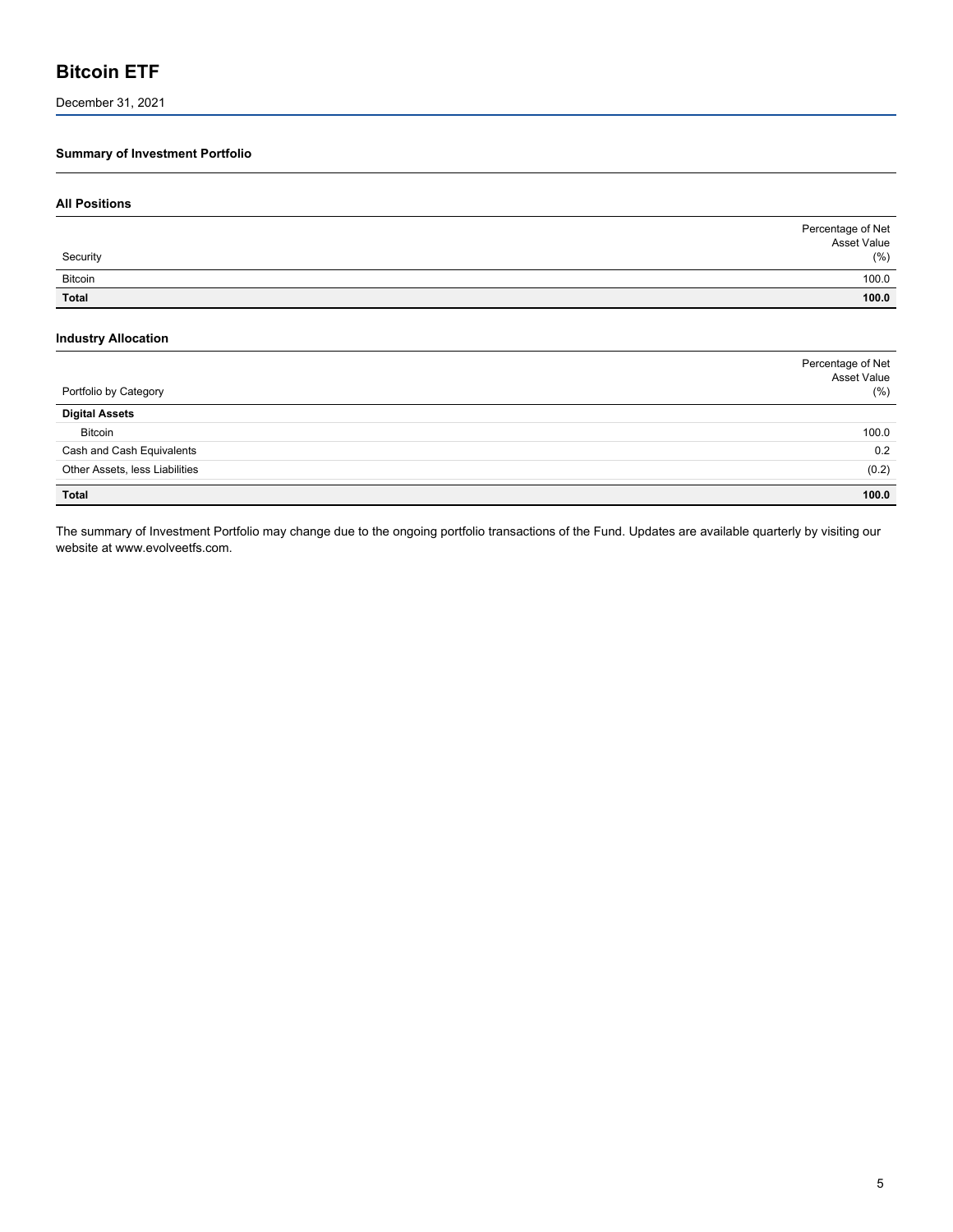# Bitcoin ETF

December 31, 2021

### Summary of Investment Portfolio

#### All Positions

| Security | Percentage of Net Asset Value (%) |
|---|---|
| Bitcoin | 100.0 |
| **Total** | **100.0** |

#### Industry Allocation

| Portfolio by Category | Percentage of Net Asset Value (%) |
|---|---|
| **Digital Assets** | |
| Bitcoin | 100.0 |
| Cash and Cash Equivalents | 0.2 |
| Other Assets, less Liabilities | (0.2) |
| **Total** | **100.0** |

The summary of Investment Portfolio may change due to the ongoing portfolio transactions of the Fund. Updates are available quarterly by visiting our website at www.evolveetfs.com.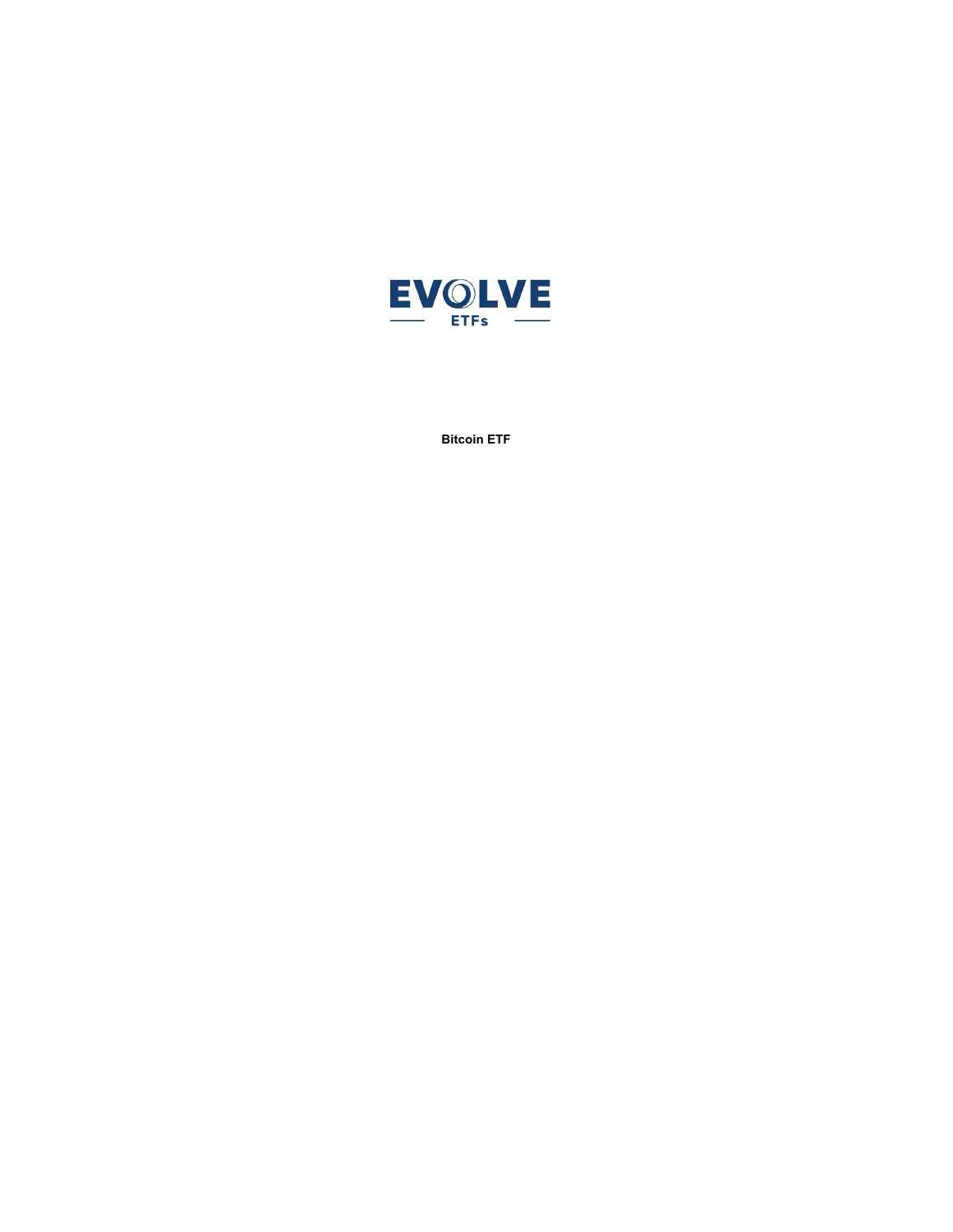EVOLVE

ETFs

**Bitcoin ETF**